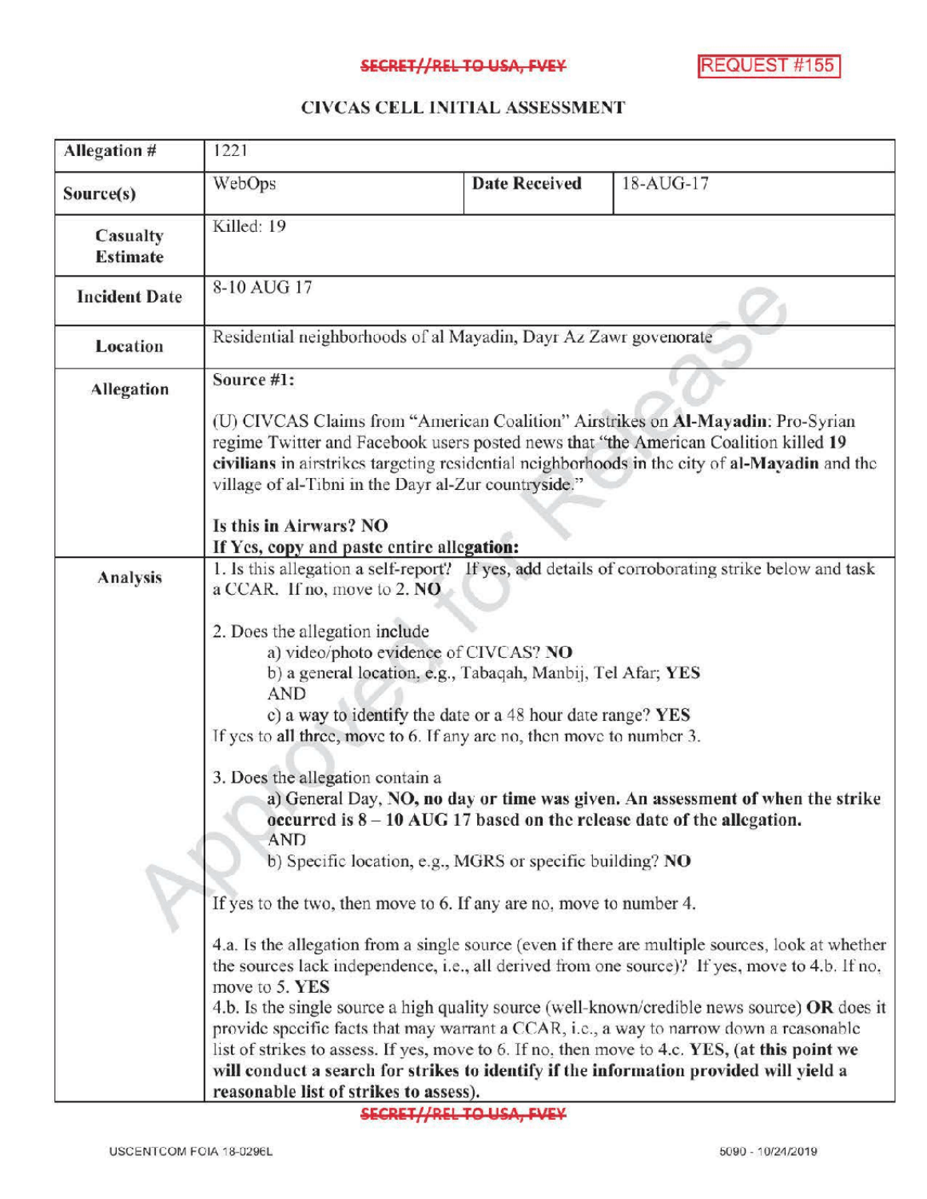SECRET//REL TO USA, FVEY

REQUEST #155

# CIVCAS CELL INITIAL ASSESSMENT

| Allegation # | 1221 | | |
|---|---|---|---|
| Source(s) | WebOps | **Date Received** | 18-AUG-17 |
| **Casualty Estimate** | Killed: 19 | | |
| **Incident Date** | 8-10 AUG 17 | | |
| **Location** | Residential neighborhoods of al Mayadin, Dayr Az Zawr govenorate | | |
| **Allegation** | **Source #1:**<br><br>(U) CIVCAS Claims from "American Coalition" Airstrikes on **Al-Mayadin**: Pro-Syrian regime Twitter and Facebook users posted news that "the American Coalition killed **19 civilians** in airstrikes targeting residential neighborhoods in the city of **al-Mayadin** and the village of al-Tibni in the Dayr al-Zur countryside."<br><br>**Is this in Airwars? NO**<br>**If Yes, copy and paste entire allegation:** | | |
| **Analysis** | 1. Is this allegation a self-report? If yes, add details of corroborating strike below and task a CCAR. If no, move to 2. **NO**<br><br>2. Does the allegation include<br>a) video/photo evidence of CIVCAS? **NO**<br>b) a general location, e.g., Tabaqah, Manbij, Tel Afar; **YES**<br>AND<br>c) a way to identify the date or a 48 hour date range? **YES**<br>If yes to **all three**, move to 6. If any are no, then move to number 3.<br><br>3. Does the allegation contain a<br>a) General Day, **NO, no day or time was given. An assessment of when the strike occurred is 8 – 10 AUG 17 based on the release date of the allegation.**<br>AND<br>b) Specific location, e.g., MGRS or specific building? **NO**<br><br>If yes to the two, then move to 6. If any are no, move to number 4.<br><br>4.a. Is the allegation from a single source (even if there are multiple sources, look at whether the sources lack independence, i.e., all derived from one source)? If yes, move to 4.b. If no, move to 5. **YES**<br>4.b. Is the single source a high quality source (well-known/credible news source) **OR** does it provide specific facts that may warrant a CCAR, i.e., a way to narrow down a reasonable list of strikes to assess. If yes, move to 6. If no, then move to 4.c. **YES, (at this point we will conduct a search for strikes to identify if the information provided will yield a reasonable list of strikes to assess).** | | |

SECRET//REL TO USA, FVEY

USCENTCOM FOIA 18-0296L 5090 - 10/24/2019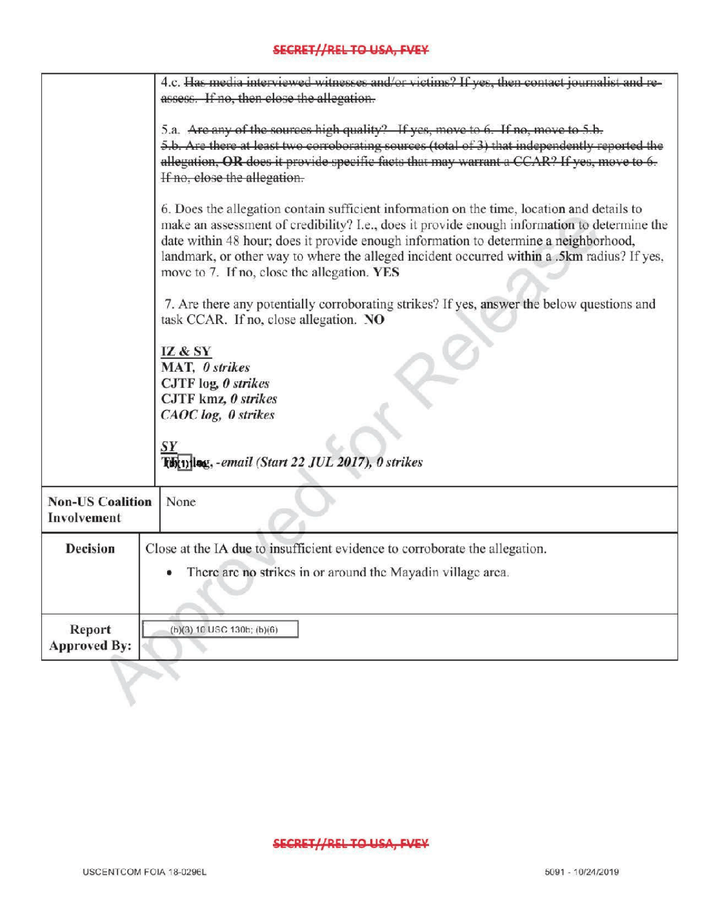SECRET//REL TO USA, FVEY

| | |
|---|---|
| | 4.c. ~~Has media interviewed witnesses and/or victims? If yes, then contact journalist and re-assess. If no, then close the allegation.~~<br><br>5.a. ~~Are any of the sources high quality? If yes, move to 6. If no, move to 5.b.~~<br>~~5.b. Are there at least two corroborating sources (total of 3) that independently reported the allegation, **OR** does it provide specific facts that may warrant a CCAR? If yes, move to 6. If no, close the allegation.~~<br><br>6. Does the allegation contain sufficient information on the time, location and details to make an assessment of credibility? I.e., does it provide enough information to determine the date within 48 hour; does it provide enough information to determine a neighborhood, landmark, or other way to where the alleged incident occurred within a .5km radius? If yes, move to 7. If no, close the allegation. **YES**<br><br>7. Are there any potentially corroborating strikes? If yes, answer the below questions and task CCAR. If no, close allegation. **NO**<br><br>**<u>IZ & SY</u>**<br>**MAT**, ***0 strikes***<br>**CJTF log**, ***0 strikes***<br>**CJTF kmz**, ***0 strikes***<br>***CAOC log**, **0 strikes***<br><br>***<u>SY</u>***<br>**T(b)(1) log**, *-email (Start 22 JUL 2017), **0 strikes*** |
| **Non-US Coalition Involvement** | None |
| **Decision** | Close at the IA due to insufficient evidence to corroborate the allegation.<br>• There are no strikes in or around the Mayadin village area. |
| **Report Approved By:** | (b)(3) 10 USC 130b; (b)(6) |

SECRET//REL TO USA, FVEY

USCENTCOM FOIA 18-0296L

5091 - 10/24/2019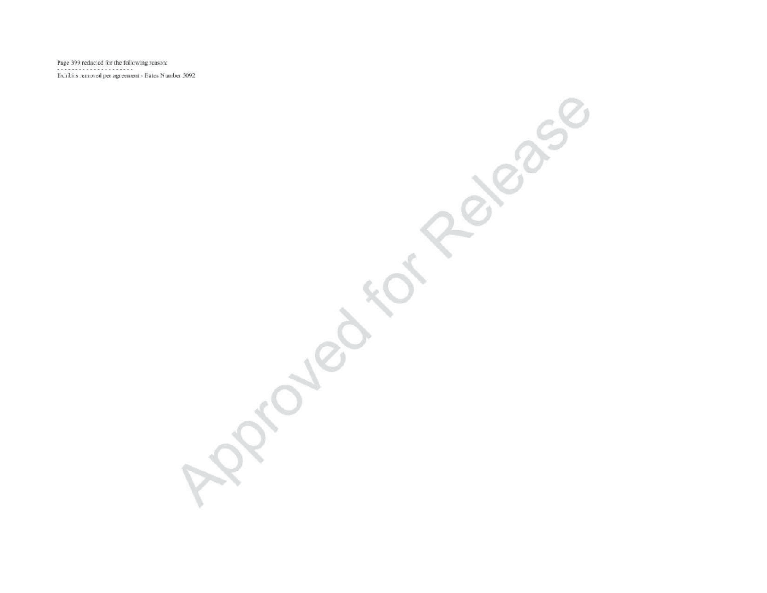Page 399 redacted for the following reason:

- - - - - - - - - - - - - - - - - - - - -

Exhibits removed per agreement - Bates Number 3092